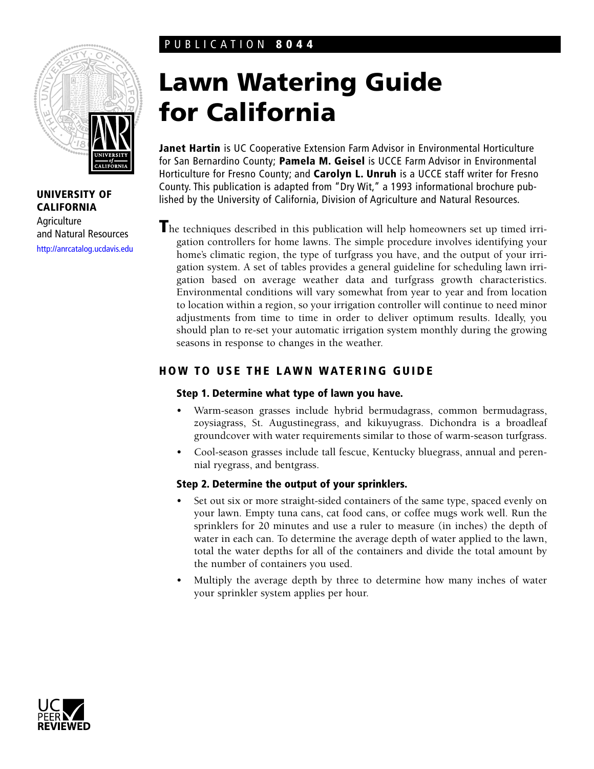PUBLICATION **8044**

# Lawn Watering Guide for California

**UNIVERSITY OF CALIFORNIA**
Agriculture and Natural Resources
http://anrcatalog.ucdavis.edu

**Janet Hartin** is UC Cooperative Extension Farm Advisor in Environmental Horticulture for San Bernardino County; **Pamela M. Geisel** is UCCE Farm Advisor in Environmental Horticulture for Fresno County; and **Carolyn L. Unruh** is a UCCE staff writer for Fresno County. This publication is adapted from "Dry Wit," a 1993 informational brochure published by the University of California, Division of Agriculture and Natural Resources.

The techniques described in this publication will help homeowners set up timed irrigation controllers for home lawns. The simple procedure involves identifying your home's climatic region, the type of turfgrass you have, and the output of your irrigation system. A set of tables provides a general guideline for scheduling lawn irrigation based on average weather data and turfgrass growth characteristics. Environmental conditions will vary somewhat from year to year and from location to location within a region, so your irrigation controller will continue to need minor adjustments from time to time in order to deliver optimum results. Ideally, you should plan to re-set your automatic irrigation system monthly during the growing seasons in response to changes in the weather.

## HOW TO USE THE LAWN WATERING GUIDE

### Step 1. Determine what type of lawn you have.

- Warm-season grasses include hybrid bermudagrass, common bermudagrass, zoysiagrass, St. Augustinegrass, and kikuyugrass. Dichondra is a broadleaf groundcover with water requirements similar to those of warm-season turfgrass.
- Cool-season grasses include tall fescue, Kentucky bluegrass, annual and perennial ryegrass, and bentgrass.

### Step 2. Determine the output of your sprinklers.

- Set out six or more straight-sided containers of the same type, spaced evenly on your lawn. Empty tuna cans, cat food cans, or coffee mugs work well. Run the sprinklers for 20 minutes and use a ruler to measure (in inches) the depth of water in each can. To determine the average depth of water applied to the lawn, total the water depths for all of the containers and divide the total amount by the number of containers you used.
- Multiply the average depth by three to determine how many inches of water your sprinkler system applies per hour.

UC PEER REVIEWED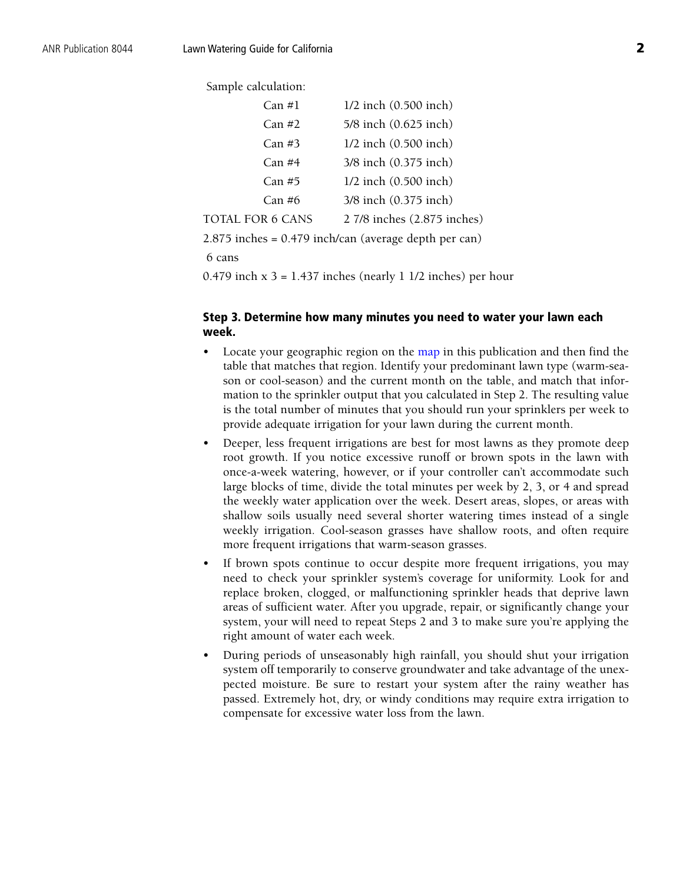Sample calculation:

| | |
|---|---|
| Can #1 | 1/2 inch (0.500 inch) |
| Can #2 | 5/8 inch (0.625 inch) |
| Can #3 | 1/2 inch (0.500 inch) |
| Can #4 | 3/8 inch (0.375 inch) |
| Can #5 | 1/2 inch (0.500 inch) |
| Can #6 | 3/8 inch (0.375 inch) |
| TOTAL FOR 6 CANS | 2 7/8 inches (2.875 inches) |

$$\frac{2.875 \text{ inches}}{6 \text{ cans}} = 0.479 \text{ inch/can (average depth per can)}$$

0.479 inch x 3 = 1.437 inches (nearly 1 1/2 inches) per hour

### Step 3. Determine how many minutes you need to water your lawn each week.

- Locate your geographic region on the map in this publication and then find the table that matches that region. Identify your predominant lawn type (warm-season or cool-season) and the current month on the table, and match that information to the sprinkler output that you calculated in Step 2. The resulting value is the total number of minutes that you should run your sprinklers per week to provide adequate irrigation for your lawn during the current month.
- Deeper, less frequent irrigations are best for most lawns as they promote deep root growth. If you notice excessive runoff or brown spots in the lawn with once-a-week watering, however, or if your controller can't accommodate such large blocks of time, divide the total minutes per week by 2, 3, or 4 and spread the weekly water application over the week. Desert areas, slopes, or areas with shallow soils usually need several shorter watering times instead of a single weekly irrigation. Cool-season grasses have shallow roots, and often require more frequent irrigations that warm-season grasses.
- If brown spots continue to occur despite more frequent irrigations, you may need to check your sprinkler system's coverage for uniformity. Look for and replace broken, clogged, or malfunctioning sprinkler heads that deprive lawn areas of sufficient water. After you upgrade, repair, or significantly change your system, your will need to repeat Steps 2 and 3 to make sure you're applying the right amount of water each week.
- During periods of unseasonably high rainfall, you should shut your irrigation system off temporarily to conserve groundwater and take advantage of the unexpected moisture. Be sure to restart your system after the rainy weather has passed. Extremely hot, dry, or windy conditions may require extra irrigation to compensate for excessive water loss from the lawn.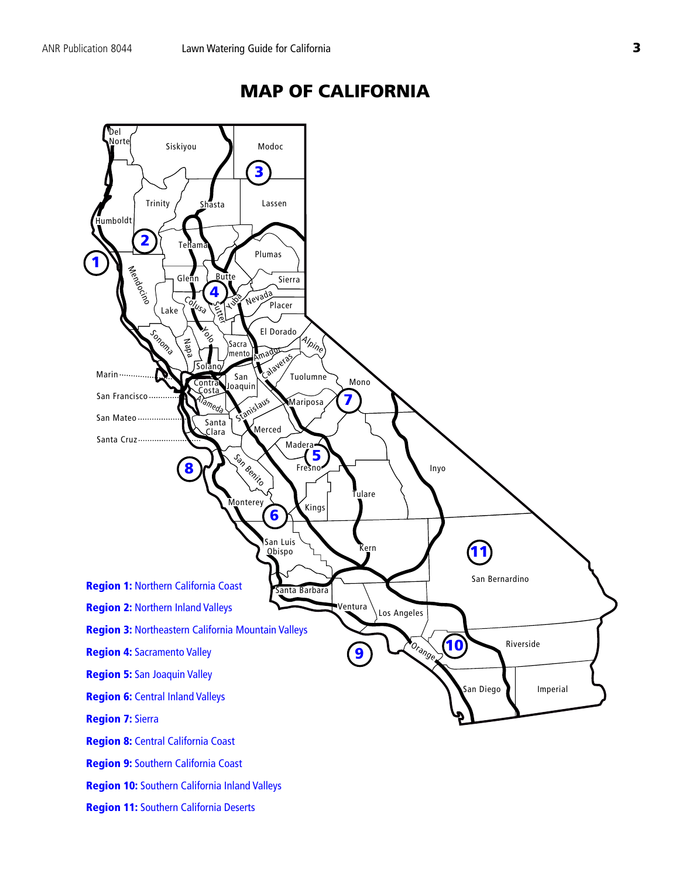# MAP OF CALIFORNIA

**Region 1:** Northern California Coast

**Region 2:** Northern Inland Valleys

**Region 3:** Northeastern California Mountain Valleys

**Region 4:** Sacramento Valley

**Region 5:** San Joaquin Valley

**Region 6:** Central Inland Valleys

**Region 7:** Sierra

**Region 8:** Central California Coast

**Region 9:** Southern California Coast

**Region 10:** Southern California Inland Valleys

**Region 11:** Southern California Deserts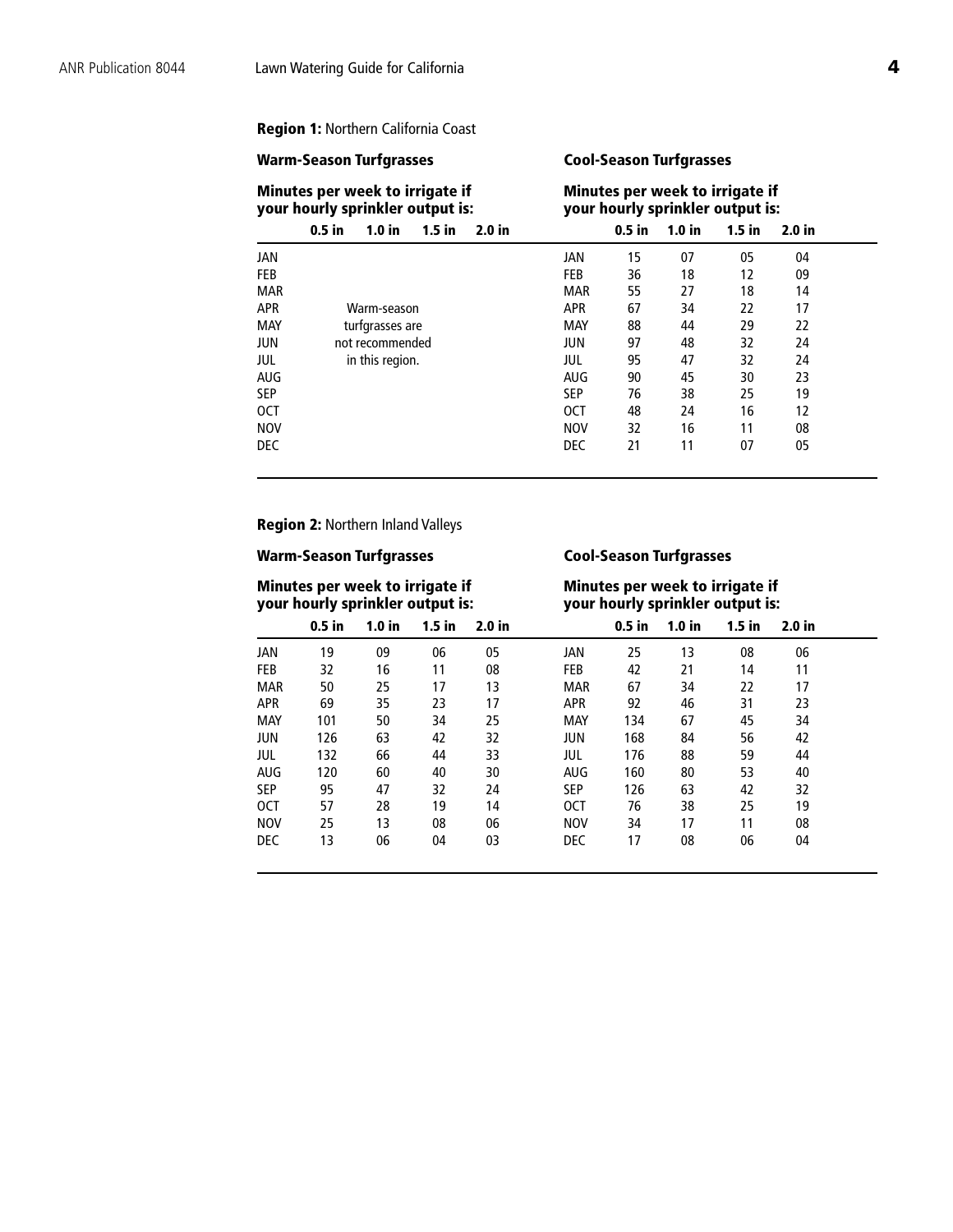**Region 1:** Northern California Coast

| | Warm-Season Turfgrasses | | | | | Cool-Season Turfgrasses | | | |
|---|---|---|---|---|---|---|---|---|---|
| | Minutes per week to irrigate if your hourly sprinkler output is: | | | | | Minutes per week to irrigate if your hourly sprinkler output is: | | | |
| | 0.5 in | 1.0 in | 1.5 in | 2.0 in | | 0.5 in | 1.0 in | 1.5 in | 2.0 in |
| JAN | Warm-season turfgrasses are not recommended in this region. | | | | JAN | 15 | 07 | 05 | 04 |
| FEB | | | | | FEB | 36 | 18 | 12 | 09 |
| MAR | | | | | MAR | 55 | 27 | 18 | 14 |
| APR | | | | | APR | 67 | 34 | 22 | 17 |
| MAY | | | | | MAY | 88 | 44 | 29 | 22 |
| JUN | | | | | JUN | 97 | 48 | 32 | 24 |
| JUL | | | | | JUL | 95 | 47 | 32 | 24 |
| AUG | | | | | AUG | 90 | 45 | 30 | 23 |
| SEP | | | | | SEP | 76 | 38 | 25 | 19 |
| OCT | | | | | OCT | 48 | 24 | 16 | 12 |
| NOV | | | | | NOV | 32 | 16 | 11 | 08 |
| DEC | | | | | DEC | 21 | 11 | 07 | 05 |

**Region 2:** Northern Inland Valleys

| | Warm-Season Turfgrasses | | | | | Cool-Season Turfgrasses | | | |
|---|---|---|---|---|---|---|---|---|---|
| | Minutes per week to irrigate if your hourly sprinkler output is: | | | | | Minutes per week to irrigate if your hourly sprinkler output is: | | | |
| | 0.5 in | 1.0 in | 1.5 in | 2.0 in | | 0.5 in | 1.0 in | 1.5 in | 2.0 in |
| JAN | 19 | 09 | 06 | 05 | JAN | 25 | 13 | 08 | 06 |
| FEB | 32 | 16 | 11 | 08 | FEB | 42 | 21 | 14 | 11 |
| MAR | 50 | 25 | 17 | 13 | MAR | 67 | 34 | 22 | 17 |
| APR | 69 | 35 | 23 | 17 | APR | 92 | 46 | 31 | 23 |
| MAY | 101 | 50 | 34 | 25 | MAY | 134 | 67 | 45 | 34 |
| JUN | 126 | 63 | 42 | 32 | JUN | 168 | 84 | 56 | 42 |
| JUL | 132 | 66 | 44 | 33 | JUL | 176 | 88 | 59 | 44 |
| AUG | 120 | 60 | 40 | 30 | AUG | 160 | 80 | 53 | 40 |
| SEP | 95 | 47 | 32 | 24 | SEP | 126 | 63 | 42 | 32 |
| OCT | 57 | 28 | 19 | 14 | OCT | 76 | 38 | 25 | 19 |
| NOV | 25 | 13 | 08 | 06 | NOV | 34 | 17 | 11 | 08 |
| DEC | 13 | 06 | 04 | 03 | DEC | 17 | 08 | 06 | 04 |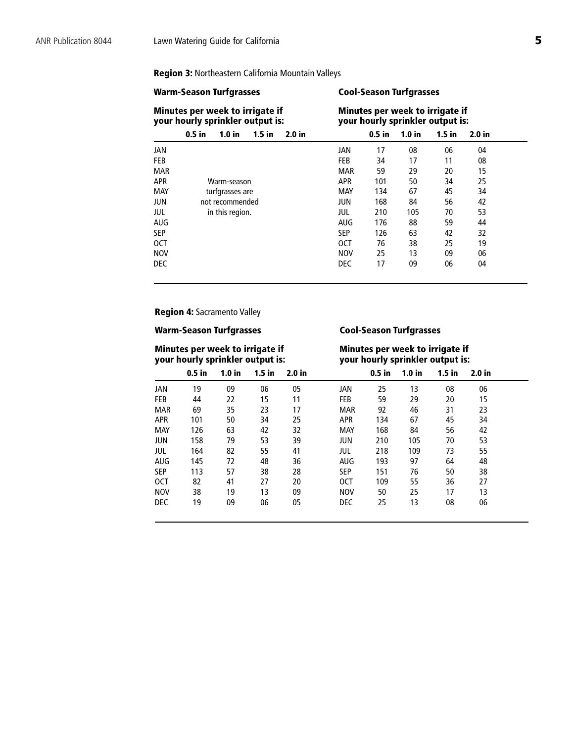**Region 3:** Northeastern California Mountain Valleys

**Warm-Season Turfgrasses**

**Minutes per week to irrigate if your hourly sprinkler output is:**

| | 0.5 in | 1.0 in | 1.5 in | 2.0 in |
|---|---|---|---|---|
| JAN | | | | |
| FEB | | | | |
| MAR | | | | |
| APR | Warm-season turfgrasses are not recommended in this region. | | | |
| MAY | | | | |
| JUN | | | | |
| JUL | | | | |
| AUG | | | | |
| SEP | | | | |
| OCT | | | | |
| NOV | | | | |
| DEC | | | | |

**Cool-Season Turfgrasses**

**Minutes per week to irrigate if your hourly sprinkler output is:**

| | 0.5 in | 1.0 in | 1.5 in | 2.0 in |
|---|---|---|---|---|
| JAN | 17 | 08 | 06 | 04 |
| FEB | 34 | 17 | 11 | 08 |
| MAR | 59 | 29 | 20 | 15 |
| APR | 101 | 50 | 34 | 25 |
| MAY | 134 | 67 | 45 | 34 |
| JUN | 168 | 84 | 56 | 42 |
| JUL | 210 | 105 | 70 | 53 |
| AUG | 176 | 88 | 59 | 44 |
| SEP | 126 | 63 | 42 | 32 |
| OCT | 76 | 38 | 25 | 19 |
| NOV | 25 | 13 | 09 | 06 |
| DEC | 17 | 09 | 06 | 04 |

**Region 4:** Sacramento Valley

**Warm-Season Turfgrasses**

**Minutes per week to irrigate if your hourly sprinkler output is:**

| | 0.5 in | 1.0 in | 1.5 in | 2.0 in |
|---|---|---|---|---|
| JAN | 19 | 09 | 06 | 05 |
| FEB | 44 | 22 | 15 | 11 |
| MAR | 69 | 35 | 23 | 17 |
| APR | 101 | 50 | 34 | 25 |
| MAY | 126 | 63 | 42 | 32 |
| JUN | 158 | 79 | 53 | 39 |
| JUL | 164 | 82 | 55 | 41 |
| AUG | 145 | 72 | 48 | 36 |
| SEP | 113 | 57 | 38 | 28 |
| OCT | 82 | 41 | 27 | 20 |
| NOV | 38 | 19 | 13 | 09 |
| DEC | 19 | 09 | 06 | 05 |

**Cool-Season Turfgrasses**

**Minutes per week to irrigate if your hourly sprinkler output is:**

| | 0.5 in | 1.0 in | 1.5 in | 2.0 in |
|---|---|---|---|---|
| JAN | 25 | 13 | 08 | 06 |
| FEB | 59 | 29 | 20 | 15 |
| MAR | 92 | 46 | 31 | 23 |
| APR | 134 | 67 | 45 | 34 |
| MAY | 168 | 84 | 56 | 42 |
| JUN | 210 | 105 | 70 | 53 |
| JUL | 218 | 109 | 73 | 55 |
| AUG | 193 | 97 | 64 | 48 |
| SEP | 151 | 76 | 50 | 38 |
| OCT | 109 | 55 | 36 | 27 |
| NOV | 50 | 25 | 17 | 13 |
| DEC | 25 | 13 | 08 | 06 |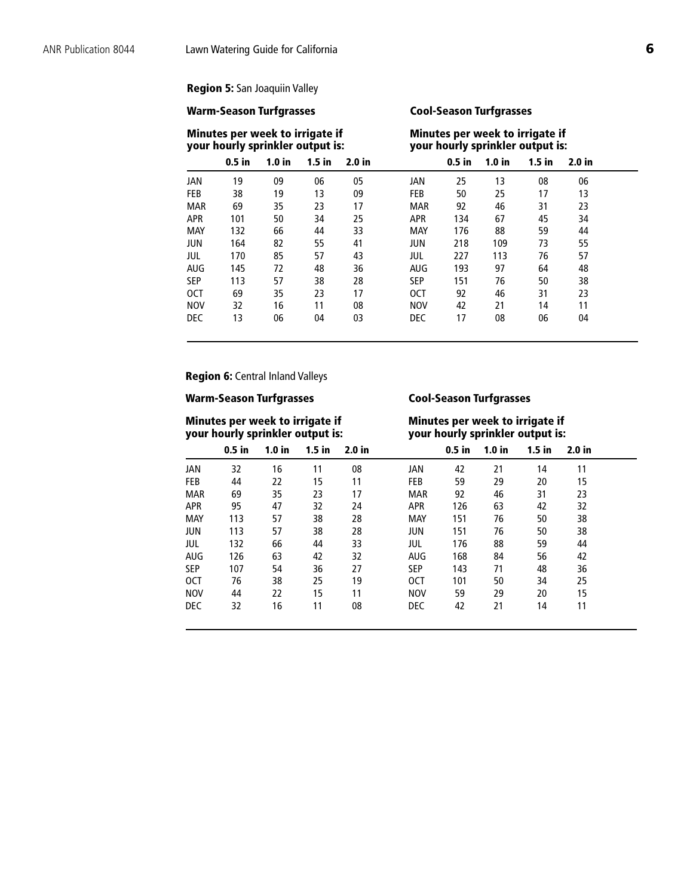**Region 5:** San Joaquin Valley

**Warm-Season Turfgrasses**

**Minutes per week to irrigate if your hourly sprinkler output is:**

| | 0.5 in | 1.0 in | 1.5 in | 2.0 in |
|---|---|---|---|---|
| JAN | 19 | 09 | 06 | 05 |
| FEB | 38 | 19 | 13 | 09 |
| MAR | 69 | 35 | 23 | 17 |
| APR | 101 | 50 | 34 | 25 |
| MAY | 132 | 66 | 44 | 33 |
| JUN | 164 | 82 | 55 | 41 |
| JUL | 170 | 85 | 57 | 43 |
| AUG | 145 | 72 | 48 | 36 |
| SEP | 113 | 57 | 38 | 28 |
| OCT | 69 | 35 | 23 | 17 |
| NOV | 32 | 16 | 11 | 08 |
| DEC | 13 | 06 | 04 | 03 |

**Cool-Season Turfgrasses**

**Minutes per week to irrigate if your hourly sprinkler output is:**

| | 0.5 in | 1.0 in | 1.5 in | 2.0 in |
|---|---|---|---|---|
| JAN | 25 | 13 | 08 | 06 |
| FEB | 50 | 25 | 17 | 13 |
| MAR | 92 | 46 | 31 | 23 |
| APR | 134 | 67 | 45 | 34 |
| MAY | 176 | 88 | 59 | 44 |
| JUN | 218 | 109 | 73 | 55 |
| JUL | 227 | 113 | 76 | 57 |
| AUG | 193 | 97 | 64 | 48 |
| SEP | 151 | 76 | 50 | 38 |
| OCT | 92 | 46 | 31 | 23 |
| NOV | 42 | 21 | 14 | 11 |
| DEC | 17 | 08 | 06 | 04 |

**Region 6:** Central Inland Valleys

**Warm-Season Turfgrasses**

**Minutes per week to irrigate if your hourly sprinkler output is:**

| | 0.5 in | 1.0 in | 1.5 in | 2.0 in |
|---|---|---|---|---|
| JAN | 32 | 16 | 11 | 08 |
| FEB | 44 | 22 | 15 | 11 |
| MAR | 69 | 35 | 23 | 17 |
| APR | 95 | 47 | 32 | 24 |
| MAY | 113 | 57 | 38 | 28 |
| JUN | 113 | 57 | 38 | 28 |
| JUL | 132 | 66 | 44 | 33 |
| AUG | 126 | 63 | 42 | 32 |
| SEP | 107 | 54 | 36 | 27 |
| OCT | 76 | 38 | 25 | 19 |
| NOV | 44 | 22 | 15 | 11 |
| DEC | 32 | 16 | 11 | 08 |

**Cool-Season Turfgrasses**

**Minutes per week to irrigate if your hourly sprinkler output is:**

| | 0.5 in | 1.0 in | 1.5 in | 2.0 in |
|---|---|---|---|---|
| JAN | 42 | 21 | 14 | 11 |
| FEB | 59 | 29 | 20 | 15 |
| MAR | 92 | 46 | 31 | 23 |
| APR | 126 | 63 | 42 | 32 |
| MAY | 151 | 76 | 50 | 38 |
| JUN | 151 | 76 | 50 | 38 |
| JUL | 176 | 88 | 59 | 44 |
| AUG | 168 | 84 | 56 | 42 |
| SEP | 143 | 71 | 48 | 36 |
| OCT | 101 | 50 | 34 | 25 |
| NOV | 59 | 29 | 20 | 15 |
| DEC | 42 | 21 | 14 | 11 |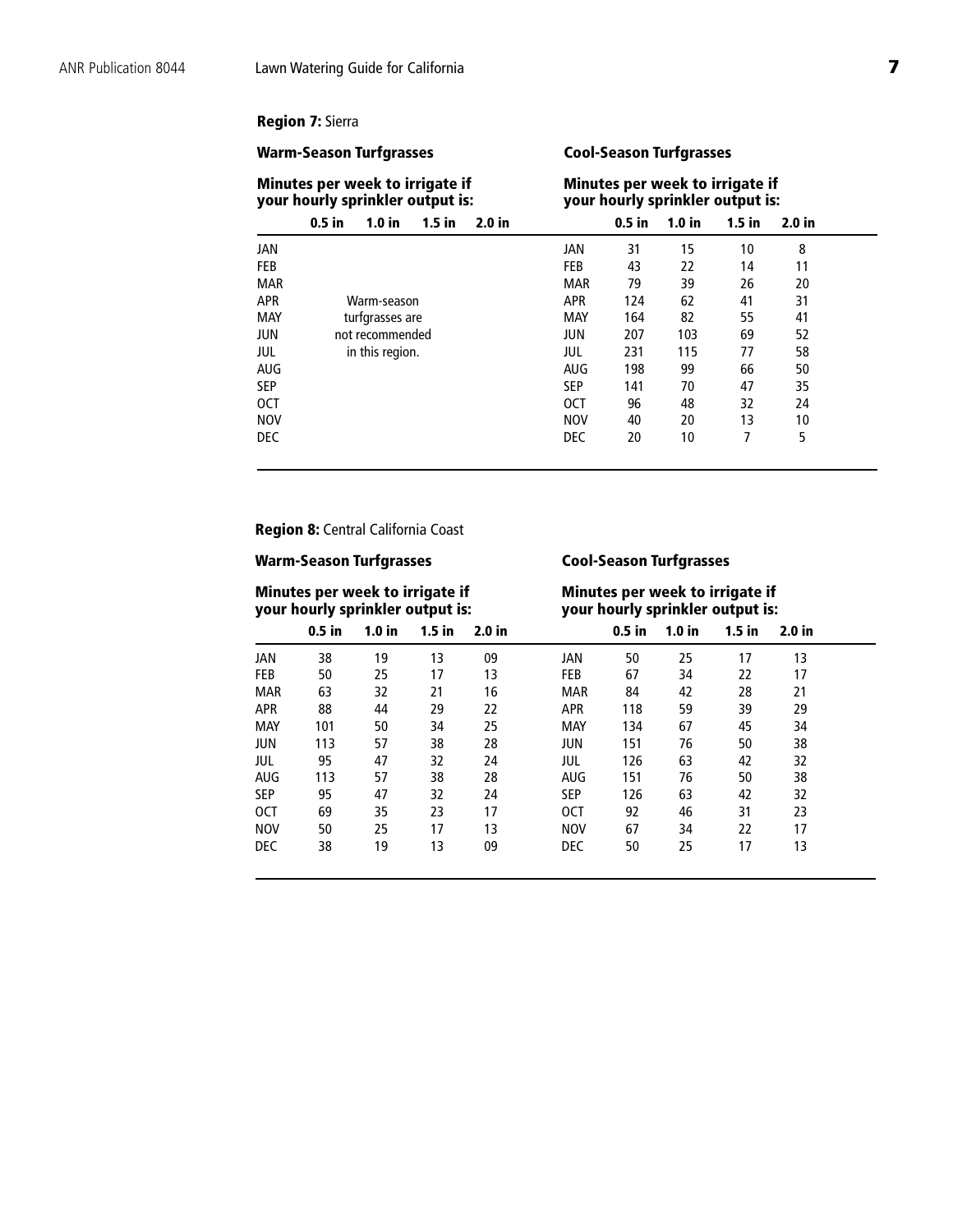**Region 7:** Sierra

**Warm-Season Turfgrasses**

**Minutes per week to irrigate if your hourly sprinkler output is:**

| | 0.5 in | 1.0 in | 1.5 in | 2.0 in |
|---|---|---|---|---|
| JAN | | | | |
| FEB | | | | |
| MAR | | | | |
| APR | | Warm-season | | |
| MAY | | turfgrasses are | | |
| JUN | | not recommended | | |
| JUL | | in this region. | | |
| AUG | | | | |
| SEP | | | | |
| OCT | | | | |
| NOV | | | | |
| DEC | | | | |

**Cool-Season Turfgrasses**

**Minutes per week to irrigate if your hourly sprinkler output is:**

| | 0.5 in | 1.0 in | 1.5 in | 2.0 in |
|---|---|---|---|---|
| JAN | 31 | 15 | 10 | 8 |
| FEB | 43 | 22 | 14 | 11 |
| MAR | 79 | 39 | 26 | 20 |
| APR | 124 | 62 | 41 | 31 |
| MAY | 164 | 82 | 55 | 41 |
| JUN | 207 | 103 | 69 | 52 |
| JUL | 231 | 115 | 77 | 58 |
| AUG | 198 | 99 | 66 | 50 |
| SEP | 141 | 70 | 47 | 35 |
| OCT | 96 | 48 | 32 | 24 |
| NOV | 40 | 20 | 13 | 10 |
| DEC | 20 | 10 | 7 | 5 |

**Region 8:** Central California Coast

**Warm-Season Turfgrasses**

**Minutes per week to irrigate if your hourly sprinkler output is:**

| | 0.5 in | 1.0 in | 1.5 in | 2.0 in |
|---|---|---|---|---|
| JAN | 38 | 19 | 13 | 09 |
| FEB | 50 | 25 | 17 | 13 |
| MAR | 63 | 32 | 21 | 16 |
| APR | 88 | 44 | 29 | 22 |
| MAY | 101 | 50 | 34 | 25 |
| JUN | 113 | 57 | 38 | 28 |
| JUL | 95 | 47 | 32 | 24 |
| AUG | 113 | 57 | 38 | 28 |
| SEP | 95 | 47 | 32 | 24 |
| OCT | 69 | 35 | 23 | 17 |
| NOV | 50 | 25 | 17 | 13 |
| DEC | 38 | 19 | 13 | 09 |

**Cool-Season Turfgrasses**

**Minutes per week to irrigate if your hourly sprinkler output is:**

| | 0.5 in | 1.0 in | 1.5 in | 2.0 in |
|---|---|---|---|---|
| JAN | 50 | 25 | 17 | 13 |
| FEB | 67 | 34 | 22 | 17 |
| MAR | 84 | 42 | 28 | 21 |
| APR | 118 | 59 | 39 | 29 |
| MAY | 134 | 67 | 45 | 34 |
| JUN | 151 | 76 | 50 | 38 |
| JUL | 126 | 63 | 42 | 32 |
| AUG | 151 | 76 | 50 | 38 |
| SEP | 126 | 63 | 42 | 32 |
| OCT | 92 | 46 | 31 | 23 |
| NOV | 67 | 34 | 22 | 17 |
| DEC | 50 | 25 | 17 | 13 |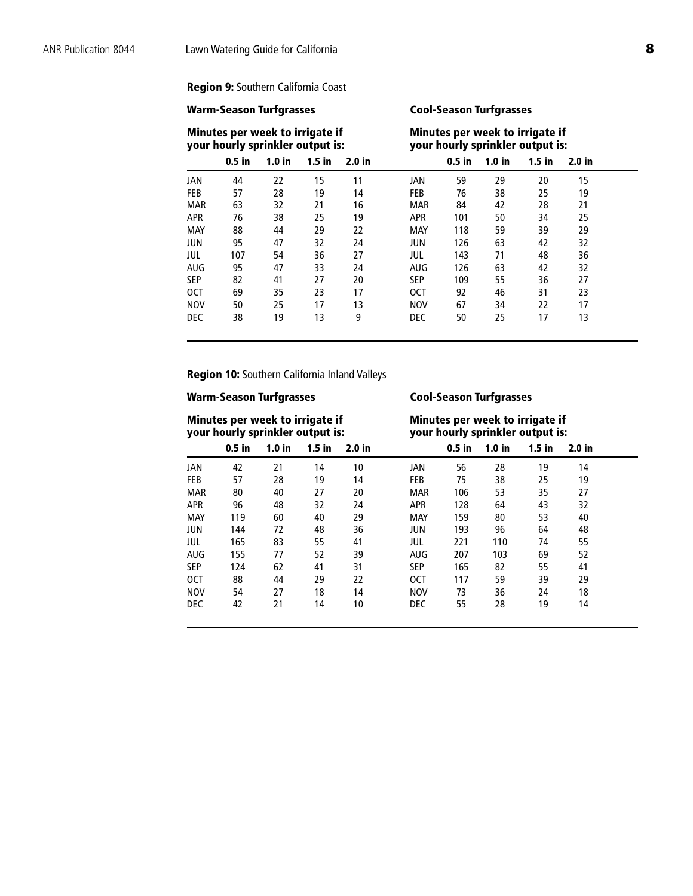**Region 9:** Southern California Coast

| Warm-Season Turfgrasses | | | | | | Cool-Season Turfgrasses | | | | |
|---|---|---|---|---|---|---|---|---|---|---|
| Minutes per week to irrigate if your hourly sprinkler output is: | | | | | | Minutes per week to irrigate if your hourly sprinkler output is: | | | | |
| | 0.5 in | 1.0 in | 1.5 in | 2.0 in | | | 0.5 in | 1.0 in | 1.5 in | 2.0 in |
| JAN | 44 | 22 | 15 | 11 | | JAN | 59 | 29 | 20 | 15 |
| FEB | 57 | 28 | 19 | 14 | | FEB | 76 | 38 | 25 | 19 |
| MAR | 63 | 32 | 21 | 16 | | MAR | 84 | 42 | 28 | 21 |
| APR | 76 | 38 | 25 | 19 | | APR | 101 | 50 | 34 | 25 |
| MAY | 88 | 44 | 29 | 22 | | MAY | 118 | 59 | 39 | 29 |
| JUN | 95 | 47 | 32 | 24 | | JUN | 126 | 63 | 42 | 32 |
| JUL | 107 | 54 | 36 | 27 | | JUL | 143 | 71 | 48 | 36 |
| AUG | 95 | 47 | 33 | 24 | | AUG | 126 | 63 | 42 | 32 |
| SEP | 82 | 41 | 27 | 20 | | SEP | 109 | 55 | 36 | 27 |
| OCT | 69 | 35 | 23 | 17 | | OCT | 92 | 46 | 31 | 23 |
| NOV | 50 | 25 | 17 | 13 | | NOV | 67 | 34 | 22 | 17 |
| DEC | 38 | 19 | 13 | 9 | | DEC | 50 | 25 | 17 | 13 |

**Region 10:** Southern California Inland Valleys

| Warm-Season Turfgrasses | | | | | | Cool-Season Turfgrasses | | | | |
|---|---|---|---|---|---|---|---|---|---|---|
| Minutes per week to irrigate if your hourly sprinkler output is: | | | | | | Minutes per week to irrigate if your hourly sprinkler output is: | | | | |
| | 0.5 in | 1.0 in | 1.5 in | 2.0 in | | | 0.5 in | 1.0 in | 1.5 in | 2.0 in |
| JAN | 42 | 21 | 14 | 10 | | JAN | 56 | 28 | 19 | 14 |
| FEB | 57 | 28 | 19 | 14 | | FEB | 75 | 38 | 25 | 19 |
| MAR | 80 | 40 | 27 | 20 | | MAR | 106 | 53 | 35 | 27 |
| APR | 96 | 48 | 32 | 24 | | APR | 128 | 64 | 43 | 32 |
| MAY | 119 | 60 | 40 | 29 | | MAY | 159 | 80 | 53 | 40 |
| JUN | 144 | 72 | 48 | 36 | | JUN | 193 | 96 | 64 | 48 |
| JUL | 165 | 83 | 55 | 41 | | JUL | 221 | 110 | 74 | 55 |
| AUG | 155 | 77 | 52 | 39 | | AUG | 207 | 103 | 69 | 52 |
| SEP | 124 | 62 | 41 | 31 | | SEP | 165 | 82 | 55 | 41 |
| OCT | 88 | 44 | 29 | 22 | | OCT | 117 | 59 | 39 | 29 |
| NOV | 54 | 27 | 18 | 14 | | NOV | 73 | 36 | 24 | 18 |
| DEC | 42 | 21 | 14 | 10 | | DEC | 55 | 28 | 19 | 14 |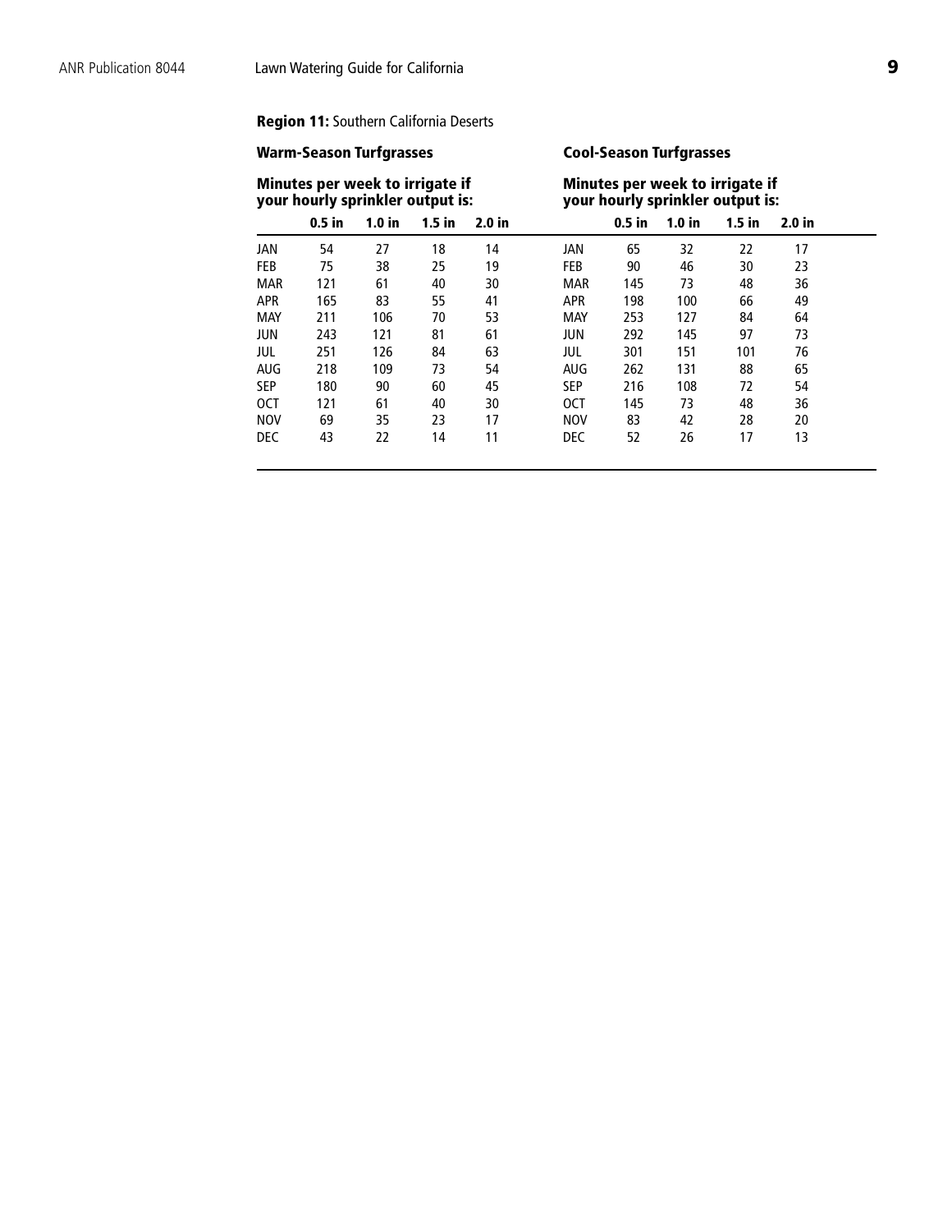**Region 11:** Southern California Deserts

### Warm-Season Turfgrasses

**Minutes per week to irrigate if your hourly sprinkler output is:**

| | 0.5 in | 1.0 in | 1.5 in | 2.0 in |
|---|---|---|---|---|
| JAN | 54 | 27 | 18 | 14 |
| FEB | 75 | 38 | 25 | 19 |
| MAR | 121 | 61 | 40 | 30 |
| APR | 165 | 83 | 55 | 41 |
| MAY | 211 | 106 | 70 | 53 |
| JUN | 243 | 121 | 81 | 61 |
| JUL | 251 | 126 | 84 | 63 |
| AUG | 218 | 109 | 73 | 54 |
| SEP | 180 | 90 | 60 | 45 |
| OCT | 121 | 61 | 40 | 30 |
| NOV | 69 | 35 | 23 | 17 |
| DEC | 43 | 22 | 14 | 11 |

### Cool-Season Turfgrasses

**Minutes per week to irrigate if your hourly sprinkler output is:**

| | 0.5 in | 1.0 in | 1.5 in | 2.0 in |
|---|---|---|---|---|
| JAN | 65 | 32 | 22 | 17 |
| FEB | 90 | 46 | 30 | 23 |
| MAR | 145 | 73 | 48 | 36 |
| APR | 198 | 100 | 66 | 49 |
| MAY | 253 | 127 | 84 | 64 |
| JUN | 292 | 145 | 97 | 73 |
| JUL | 301 | 151 | 101 | 76 |
| AUG | 262 | 131 | 88 | 65 |
| SEP | 216 | 108 | 72 | 54 |
| OCT | 145 | 73 | 48 | 36 |
| NOV | 83 | 42 | 28 | 20 |
| DEC | 52 | 26 | 17 | 13 |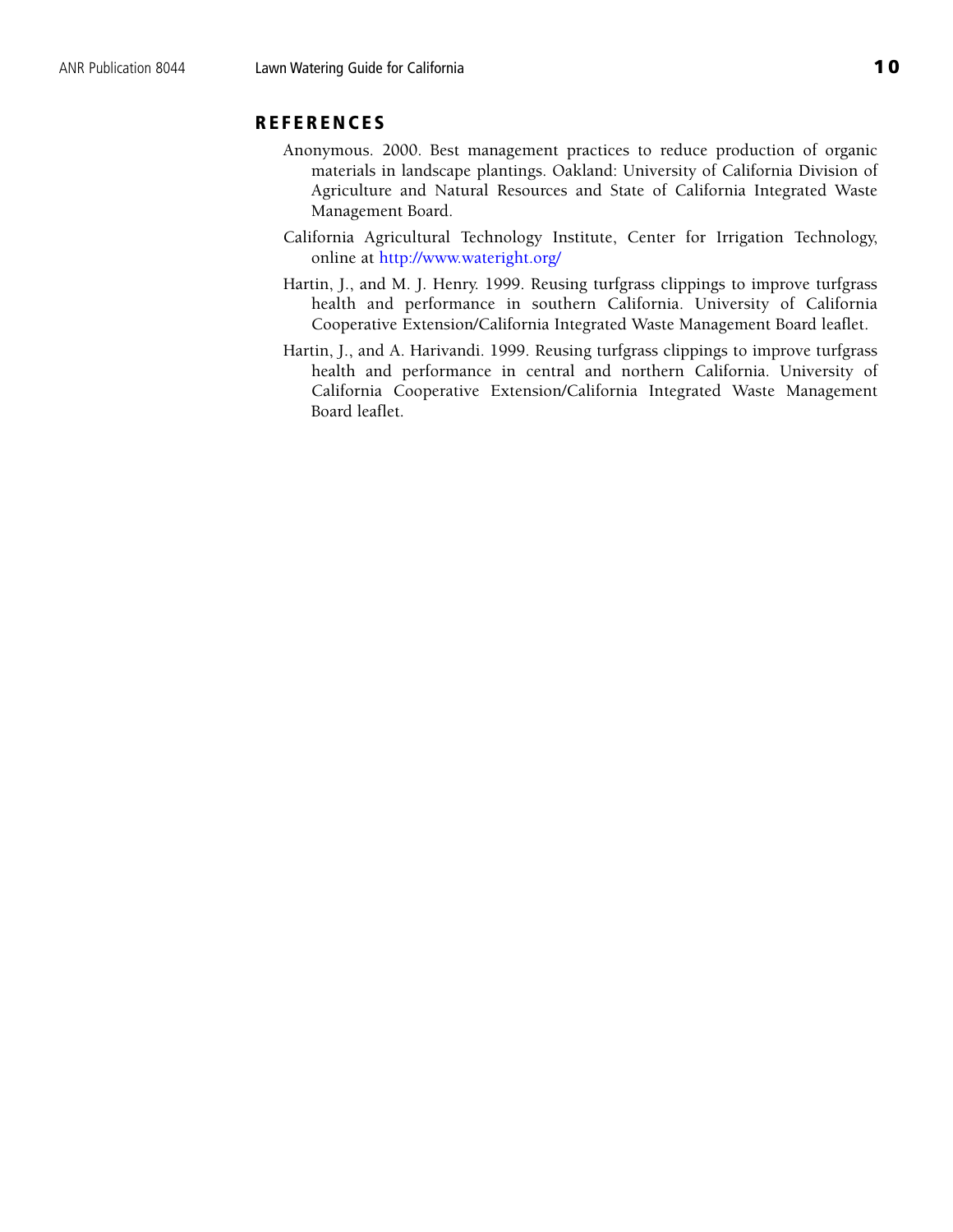## REFERENCES

Anonymous. 2000. Best management practices to reduce production of organic materials in landscape plantings. Oakland: University of California Division of Agriculture and Natural Resources and State of California Integrated Waste Management Board.

California Agricultural Technology Institute, Center for Irrigation Technology, online at http://www.wateright.org/

Hartin, J., and M. J. Henry. 1999. Reusing turfgrass clippings to improve turfgrass health and performance in southern California. University of California Cooperative Extension/California Integrated Waste Management Board leaflet.

Hartin, J., and A. Harivandi. 1999. Reusing turfgrass clippings to improve turfgrass health and performance in central and northern California. University of California Cooperative Extension/California Integrated Waste Management Board leaflet.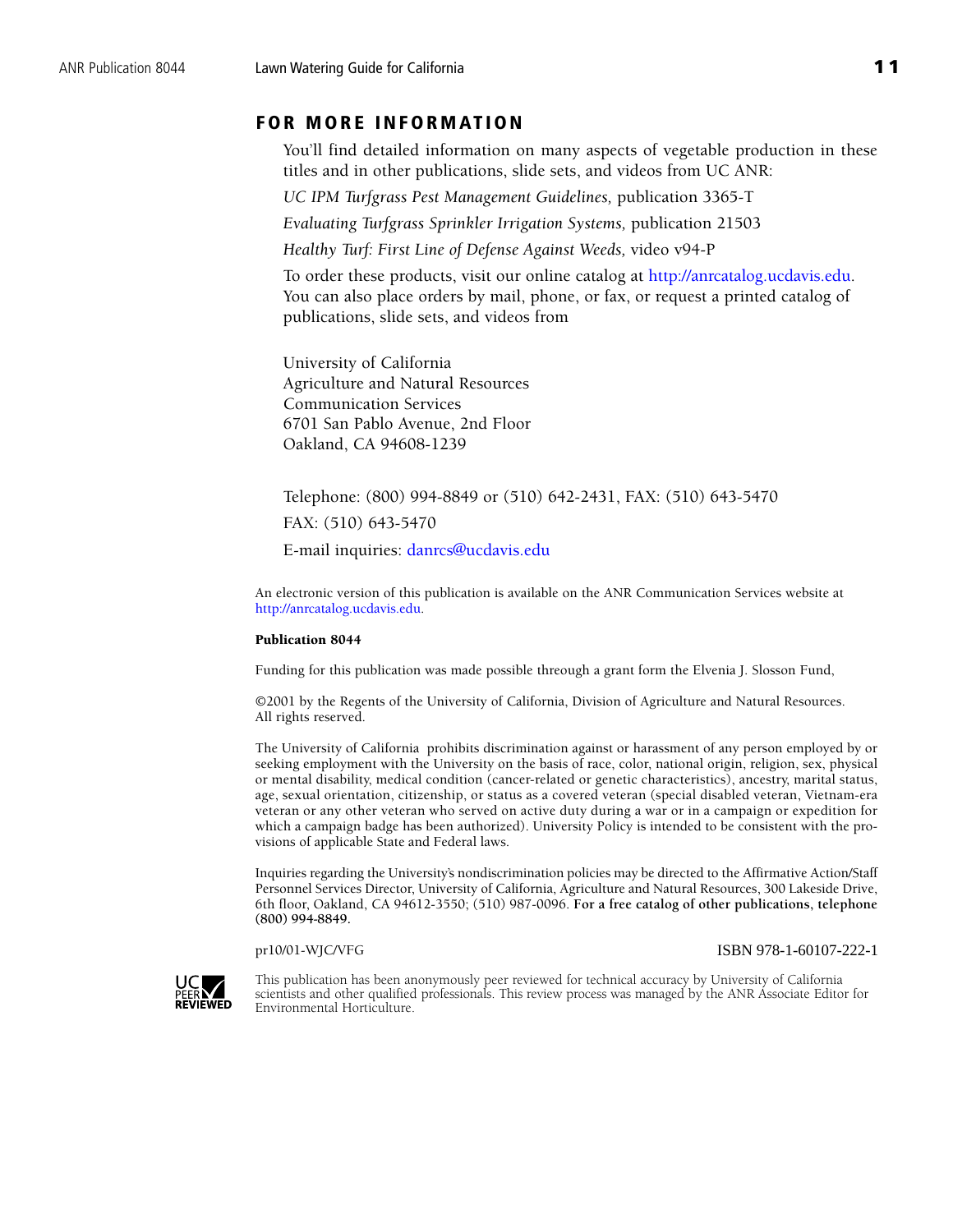## FOR MORE INFORMATION

You'll find detailed information on many aspects of vegetable production in these titles and in other publications, slide sets, and videos from UC ANR:

*UC IPM Turfgrass Pest Management Guidelines,* publication 3365-T

*Evaluating Turfgrass Sprinkler Irrigation Systems,* publication 21503

*Healthy Turf: First Line of Defense Against Weeds,* video v94-P

To order these products, visit our online catalog at http://anrcatalog.ucdavis.edu. You can also place orders by mail, phone, or fax, or request a printed catalog of publications, slide sets, and videos from

University of California
Agriculture and Natural Resources
Communication Services
6701 San Pablo Avenue, 2nd Floor
Oakland, CA 94608-1239

Telephone: (800) 994-8849 or (510) 642-2431, FAX: (510) 643-5470

FAX: (510) 643-5470

E-mail inquiries: danrcs@ucdavis.edu

An electronic version of this publication is available on the ANR Communication Services website at http://anrcatalog.ucdavis.edu.

**Publication 8044**

Funding for this publication was made possible threough a grant form the Elvenia J. Slosson Fund,

©2001 by the Regents of the University of California, Division of Agriculture and Natural Resources. All rights reserved.

The University of California prohibits discrimination against or harassment of any person employed by or seeking employment with the University on the basis of race, color, national origin, religion, sex, physical or mental disability, medical condition (cancer-related or genetic characteristics), ancestry, marital status, age, sexual orientation, citizenship, or status as a covered veteran (special disabled veteran, Vietnam-era veteran or any other veteran who served on active duty during a war or in a campaign or expedition for which a campaign badge has been authorized). University Policy is intended to be consistent with the provisions of applicable State and Federal laws.

Inquiries regarding the University's nondiscrimination policies may be directed to the Affirmative Action/Staff Personnel Services Director, University of California, Agriculture and Natural Resources, 300 Lakeside Drive, 6th floor, Oakland, CA 94612-3550; (510) 987-0096. **For a free catalog of other publications, telephone (800) 994-8849.**

pr10/01-WJC/VFG

ISBN 978-1-60107-222-1

UC PEER REVIEWED

This publication has been anonymously peer reviewed for technical accuracy by University of California scientists and other qualified professionals. This review process was managed by the ANR Associate Editor for Environmental Horticulture.